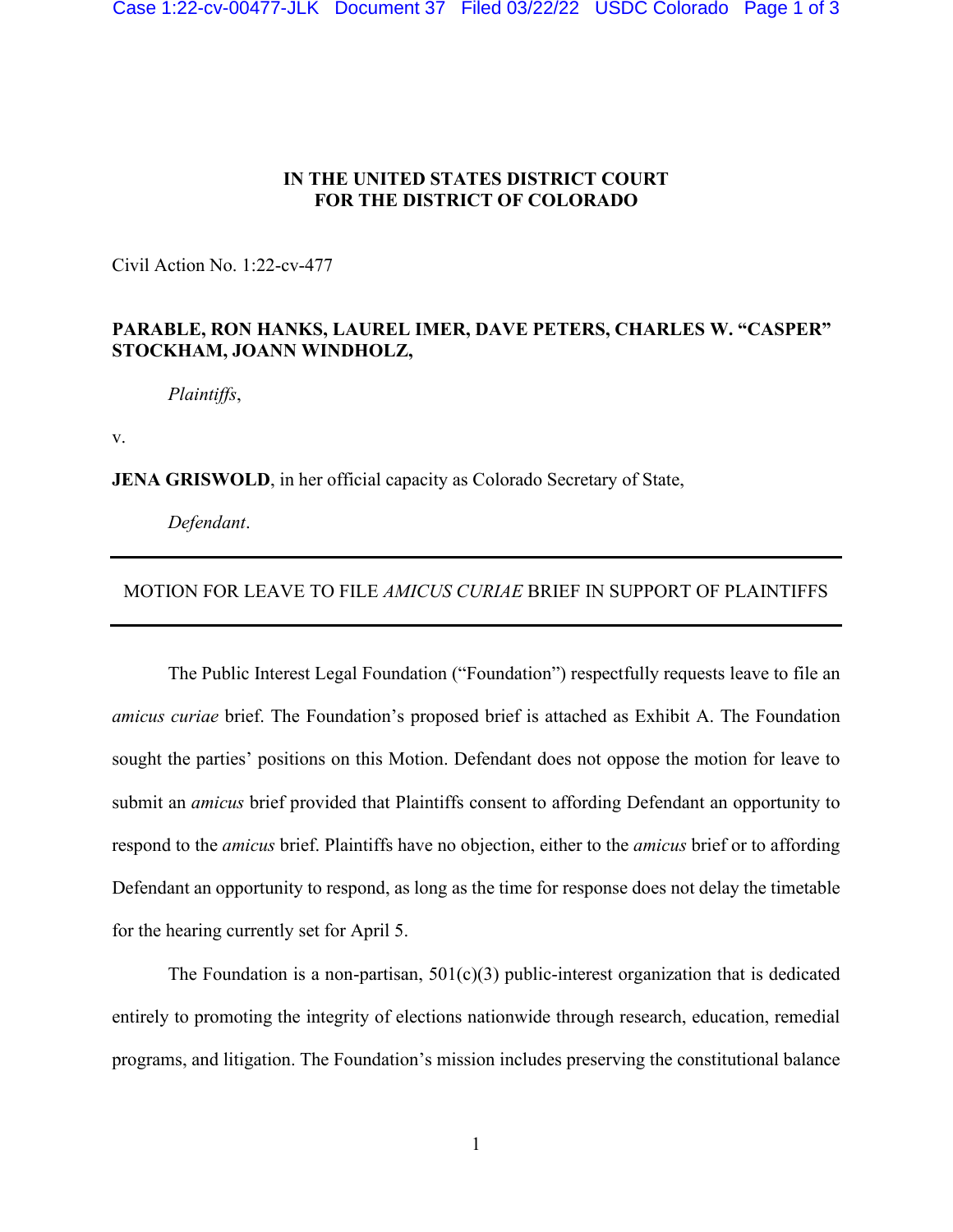**IN THE UNITED STATES DISTRICT COURT**
**FOR THE DISTRICT OF COLORADO**

Civil Action No. 1:22-cv-477

**PARABLE, RON HANKS, LAUREL IMER, DAVE PETERS, CHARLES W. "CASPER" STOCKHAM, JOANN WINDHOLZ,**

*Plaintiffs*,

v.

**JENA GRISWOLD**, in her official capacity as Colorado Secretary of State,

*Defendant*.

---

MOTION FOR LEAVE TO FILE *AMICUS CURIAE* BRIEF IN SUPPORT OF PLAINTIFFS

---

The Public Interest Legal Foundation ("Foundation") respectfully requests leave to file an *amicus curiae* brief. The Foundation's proposed brief is attached as Exhibit A. The Foundation sought the parties' positions on this Motion. Defendant does not oppose the motion for leave to submit an *amicus* brief provided that Plaintiffs consent to affording Defendant an opportunity to respond to the *amicus* brief. Plaintiffs have no objection, either to the *amicus* brief or to affording Defendant an opportunity to respond, as long as the time for response does not delay the timetable for the hearing currently set for April 5.

The Foundation is a non-partisan, 501(c)(3) public-interest organization that is dedicated entirely to promoting the integrity of elections nationwide through research, education, remedial programs, and litigation. The Foundation's mission includes preserving the constitutional balance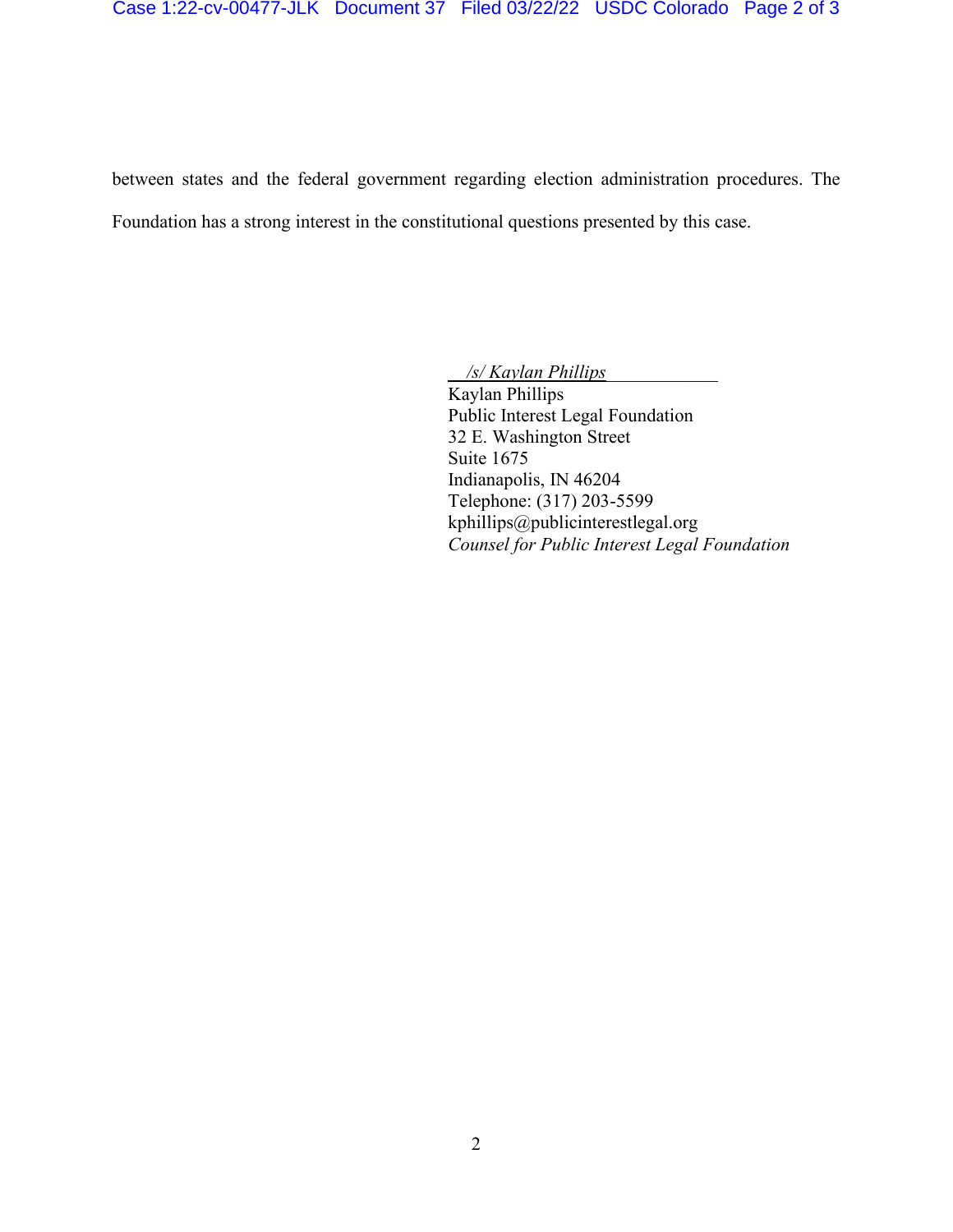between states and the federal government regarding election administration procedures. The Foundation has a strong interest in the constitutional questions presented by this case.

*/s/ Kaylan Phillips*
Kaylan Phillips
Public Interest Legal Foundation
32 E. Washington Street
Suite 1675
Indianapolis, IN 46204
Telephone: (317) 203-5599
kphillips@publicinterestlegal.org
*Counsel for Public Interest Legal Foundation*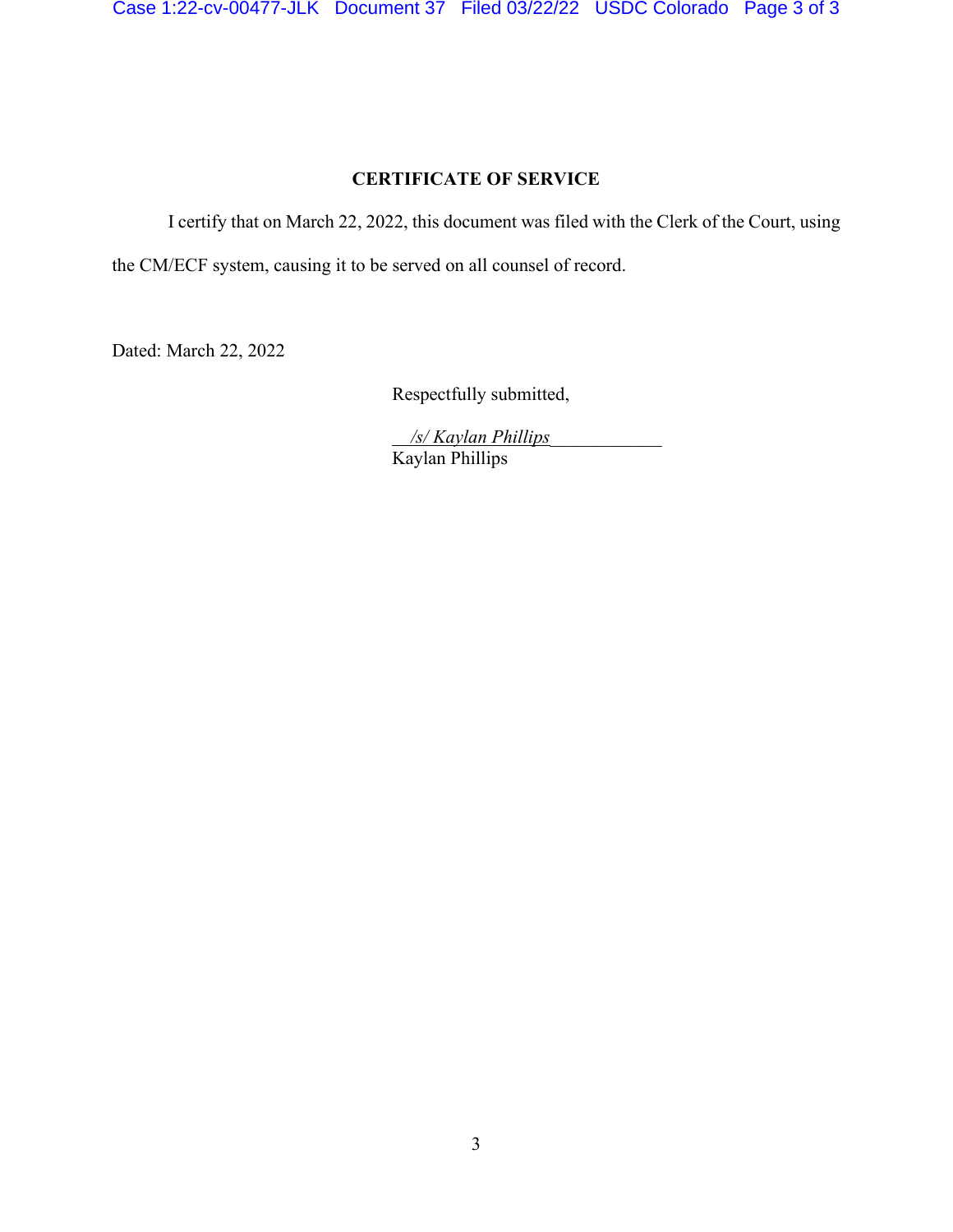**CERTIFICATE OF SERVICE**

I certify that on March 22, 2022, this document was filed with the Clerk of the Court, using the CM/ECF system, causing it to be served on all counsel of record.

Dated: March 22, 2022

Respectfully submitted,

*/s/ Kaylan Phillips*
Kaylan Phillips